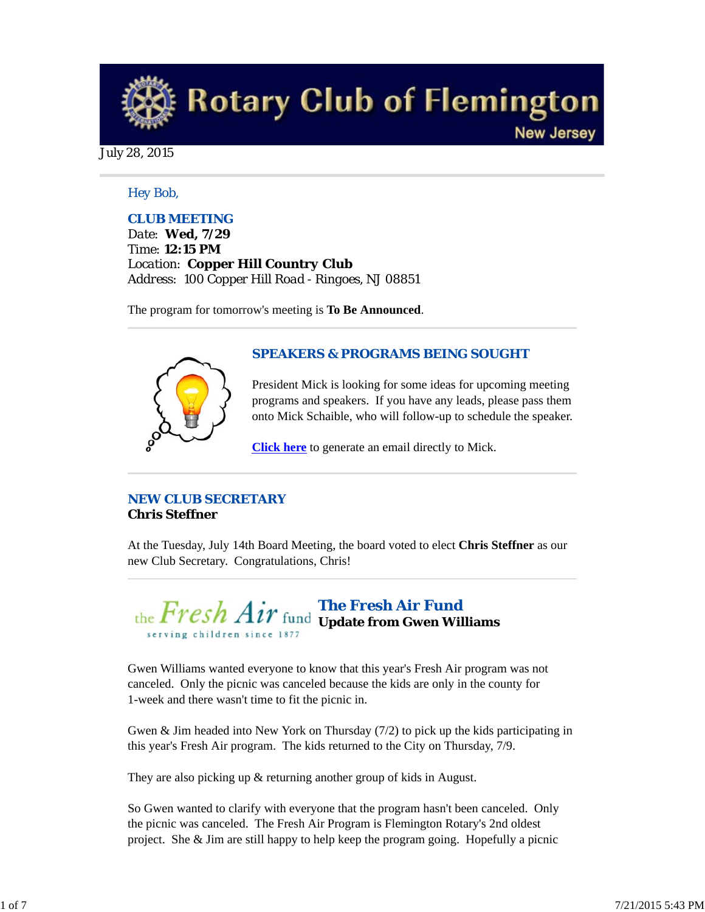# Rotary Club of Flemington

New Jersey

July 28, 2015

Hey Bob,

**CLUB MEETING**
Date: **Wed, 7/29**
Time: **12:15 PM**
Location: **Copper Hill Country Club**
Address: 100 Copper Hill Road - Ringoes, NJ 08851

The program for tomorrow's meeting is **To Be Announced**.

## SPEAKERS & PROGRAMS BEING SOUGHT

President Mick is looking for some ideas for upcoming meeting programs and speakers. If you have any leads, please pass them onto Mick Schaible, who will follow-up to schedule the speaker.

**Click here** to generate an email directly to Mick.

## NEW CLUB SECRETARY

**Chris Steffner**

At the Tuesday, July 14th Board Meeting, the board voted to elect **Chris Steffner** as our new Club Secretary. Congratulations, Chris!

## The Fresh Air Fund

**Update from Gwen Williams**

Gwen Williams wanted everyone to know that this year's Fresh Air program was not canceled. Only the picnic was canceled because the kids are only in the county for 1-week and there wasn't time to fit the picnic in.

Gwen & Jim headed into New York on Thursday (7/2) to pick up the kids participating in this year's Fresh Air program. The kids returned to the City on Thursday, 7/9.

They are also picking up & returning another group of kids in August.

So Gwen wanted to clarify with everyone that the program hasn't been canceled. Only the picnic was canceled. The Fresh Air Program is Flemington Rotary's 2nd oldest project. She & Jim are still happy to help keep the program going. Hopefully a picnic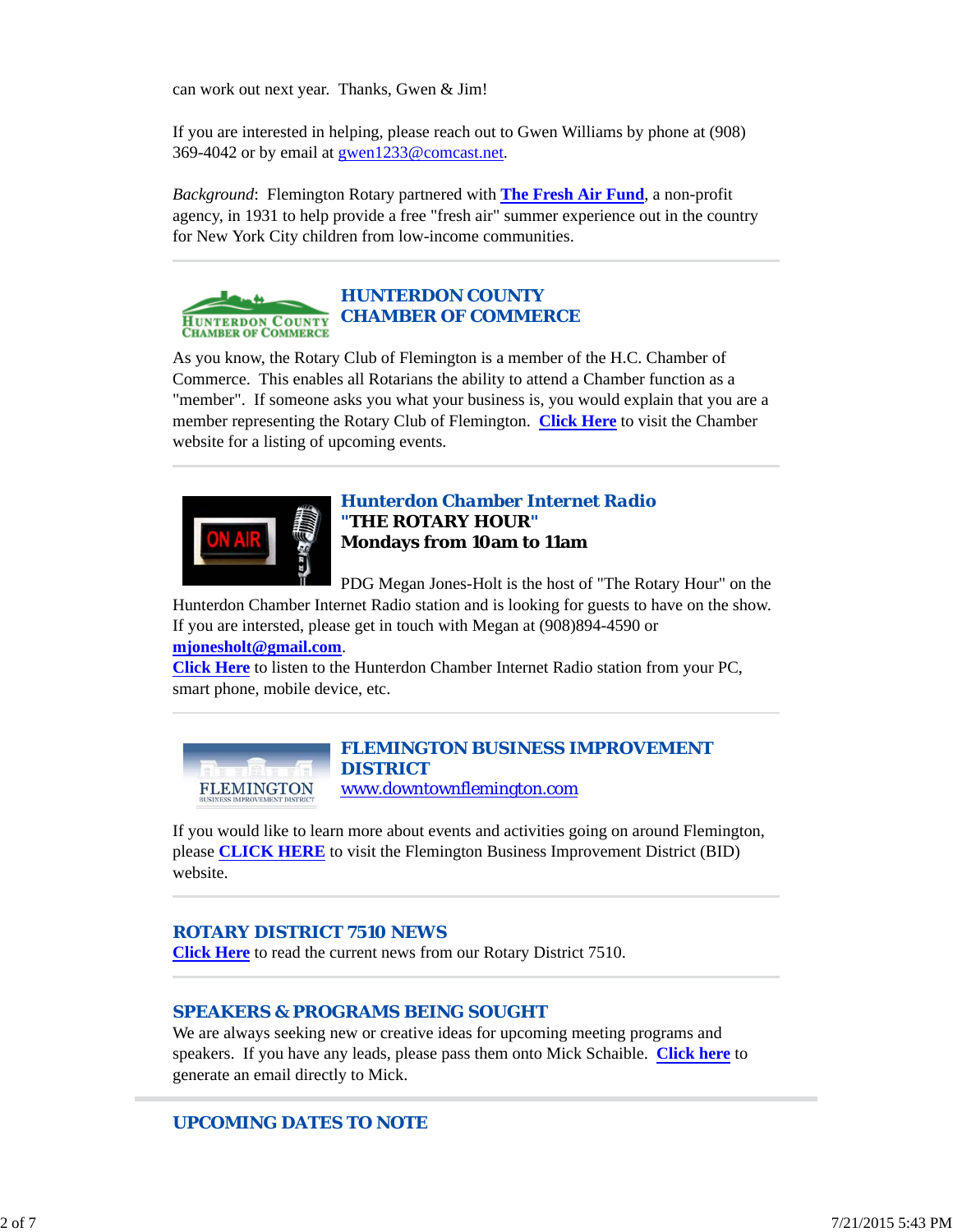can work out next year. Thanks, Gwen & Jim!

If you are interested in helping, please reach out to Gwen Williams by phone at (908) 369-4042 or by email at gwen1233@comcast.net.

*Background*: Flemington Rotary partnered with **The Fresh Air Fund**, a non-profit agency, in 1931 to help provide a free "fresh air" summer experience out in the country for New York City children from low-income communities.

---

## HUNTERDON COUNTY CHAMBER OF COMMERCE

As you know, the Rotary Club of Flemington is a member of the H.C. Chamber of Commerce. This enables all Rotarians the ability to attend a Chamber function as a "member". If someone asks you what your business is, you would explain that you are a member representing the Rotary Club of Flemington. **Click Here** to visit the Chamber website for a listing of upcoming events.

---

## Hunterdon Chamber Internet Radio
**"THE ROTARY HOUR"**
**Mondays from 10am to 11am**

PDG Megan Jones-Holt is the host of "The Rotary Hour" on the Hunterdon Chamber Internet Radio station and is looking for guests to have on the show. If you are intersted, please get in touch with Megan at (908)894-4590 or **mjonesholt@gmail.com**.
**Click Here** to listen to the Hunterdon Chamber Internet Radio station from your PC, smart phone, mobile device, etc.

---

## FLEMINGTON BUSINESS IMPROVEMENT DISTRICT
www.downtownflemington.com

If you would like to learn more about events and activities going on around Flemington, please **CLICK HERE** to visit the Flemington Business Improvement District (BID) website.

---

## ROTARY DISTRICT 7510 NEWS
**Click Here** to read the current news from our Rotary District 7510.

---

## SPEAKERS & PROGRAMS BEING SOUGHT
We are always seeking new or creative ideas for upcoming meeting programs and speakers. If you have any leads, please pass them onto Mick Schaible. **Click here** to generate an email directly to Mick.

---

## UPCOMING DATES TO NOTE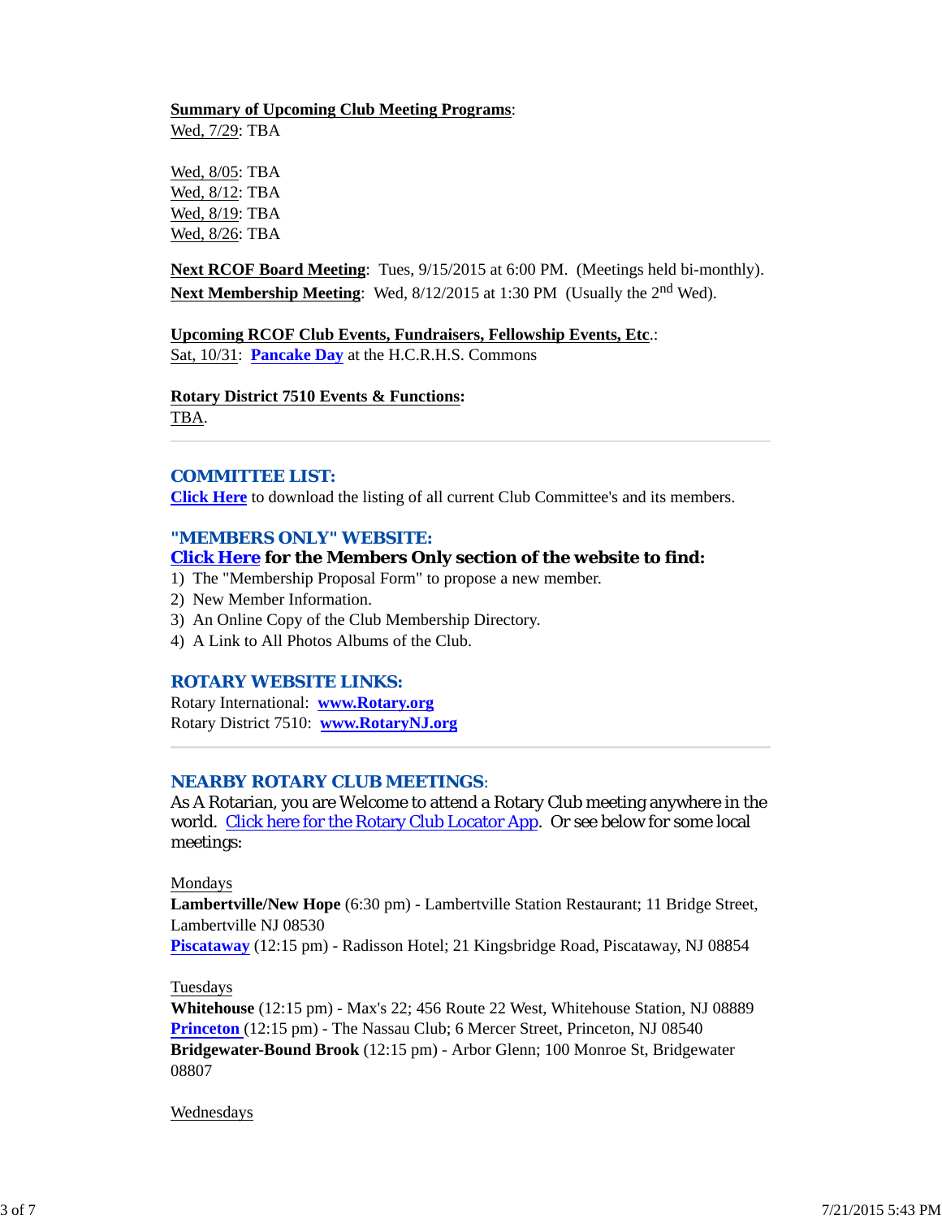**Summary of Upcoming Club Meeting Programs**:
Wed, 7/29: TBA

Wed, 8/05: TBA
Wed, 8/12: TBA
Wed, 8/19: TBA
Wed, 8/26: TBA

**Next RCOF Board Meeting**: Tues, 9/15/2015 at 6:00 PM. (Meetings held bi-monthly).
**Next Membership Meeting**: Wed, 8/12/2015 at 1:30 PM (Usually the 2nd Wed).

**Upcoming RCOF Club Events, Fundraisers, Fellowship Events, Etc**.:
Sat, 10/31: **Pancake Day** at the H.C.R.H.S. Commons

**Rotary District 7510 Events & Functions:**
TBA.

---

## COMMITTEE LIST:

**Click Here** to download the listing of all current Club Committee's and its members.

## "MEMBERS ONLY" WEBSITE:

**Click Here for the Members Only section of the website to find:**

1) The "Membership Proposal Form" to propose a new member.
2) New Member Information.
3) An Online Copy of the Club Membership Directory.
4) A Link to All Photos Albums of the Club.

## ROTARY WEBSITE LINKS:

Rotary International: **www.Rotary.org**
Rotary District 7510: **www.RotaryNJ.org**

---

## NEARBY ROTARY CLUB MEETINGS:

As A Rotarian, you are Welcome to attend a Rotary Club meeting anywhere in the world. Click here for the Rotary Club Locator App. Or see below for some local meetings:

Mondays
**Lambertville/New Hope** (6:30 pm) - Lambertville Station Restaurant; 11 Bridge Street, Lambertville NJ 08530
**Piscataway** (12:15 pm) - Radisson Hotel; 21 Kingsbridge Road, Piscataway, NJ 08854

Tuesdays
**Whitehouse** (12:15 pm) - Max's 22; 456 Route 22 West, Whitehouse Station, NJ 08889
**Princeton** (12:15 pm) - The Nassau Club; 6 Mercer Street, Princeton, NJ 08540
**Bridgewater-Bound Brook** (12:15 pm) - Arbor Glenn; 100 Monroe St, Bridgewater 08807

Wednesdays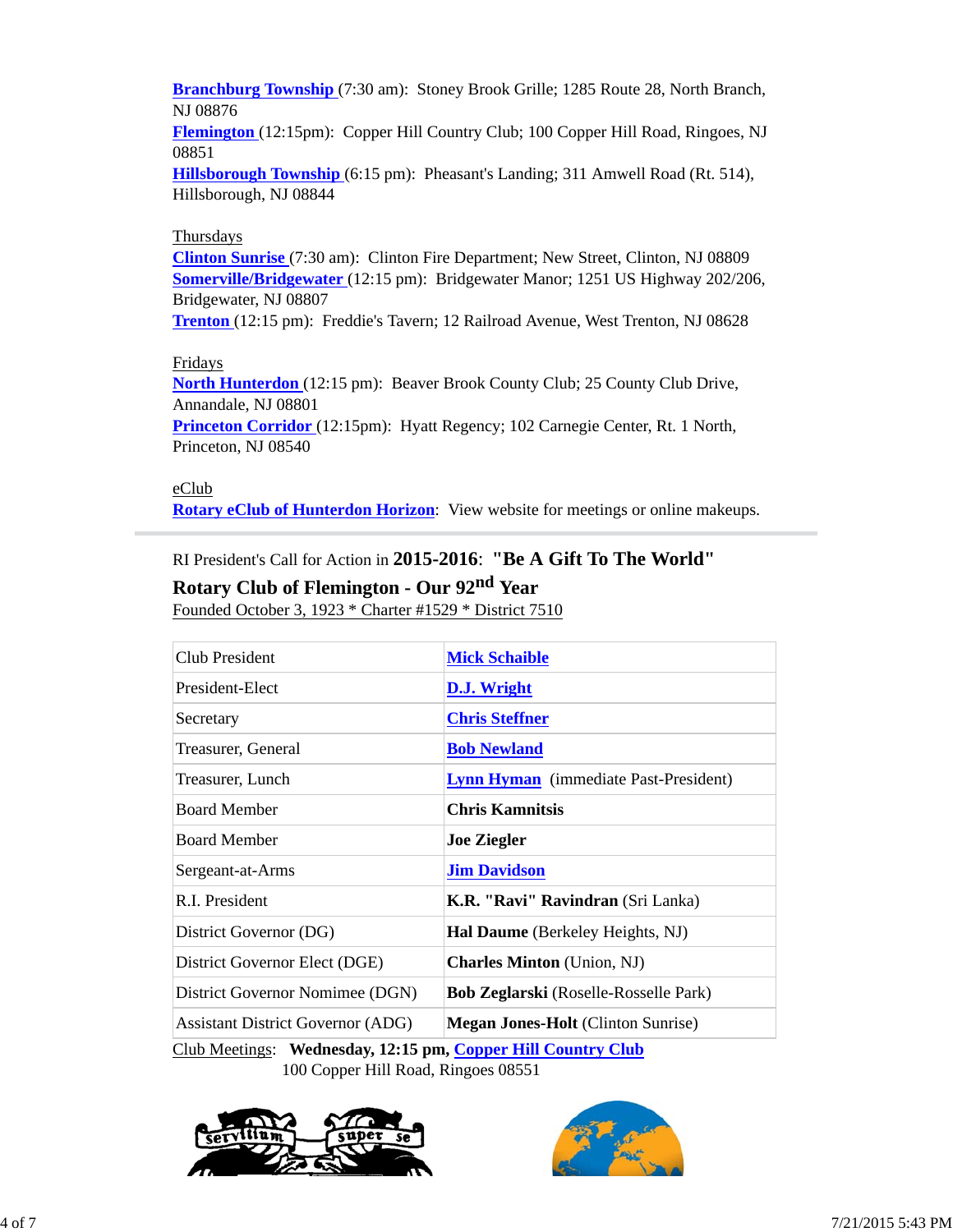**Branchburg Township** (7:30 am): Stoney Brook Grille; 1285 Route 28, North Branch, NJ 08876
**Flemington** (12:15pm): Copper Hill Country Club; 100 Copper Hill Road, Ringoes, NJ 08851
**Hillsborough Township** (6:15 pm): Pheasant's Landing; 311 Amwell Road (Rt. 514), Hillsborough, NJ 08844

Thursdays
**Clinton Sunrise** (7:30 am): Clinton Fire Department; New Street, Clinton, NJ 08809
**Somerville/Bridgewater** (12:15 pm): Bridgewater Manor; 1251 US Highway 202/206, Bridgewater, NJ 08807
**Trenton** (12:15 pm): Freddie's Tavern; 12 Railroad Avenue, West Trenton, NJ 08628

Fridays
**North Hunterdon** (12:15 pm): Beaver Brook County Club; 25 County Club Drive, Annandale, NJ 08801
**Princeton Corridor** (12:15pm): Hyatt Regency; 102 Carnegie Center, Rt. 1 North, Princeton, NJ 08540

eClub
**Rotary eClub of Hunterdon Horizon**: View website for meetings or online makeups.

---

RI President's Call for Action in **2015-2016**: **"Be A Gift To The World"**

**Rotary Club of Flemington - Our 92nd Year**

Founded October 3, 1923 * Charter #1529 * District 7510

| | |
|---|---|
| Club President | **Mick Schaible** |
| President-Elect | **D.J. Wright** |
| Secretary | **Chris Steffner** |
| Treasurer, General | **Bob Newland** |
| Treasurer, Lunch | **Lynn Hyman** (immediate Past-President) |
| Board Member | **Chris Kamnitsis** |
| Board Member | **Joe Ziegler** |
| Sergeant-at-Arms | **Jim Davidson** |
| R.I. President | **K.R. "Ravi" Ravindran** (Sri Lanka) |
| District Governor (DG) | **Hal Daume** (Berkeley Heights, NJ) |
| District Governor Elect (DGE) | **Charles Minton** (Union, NJ) |
| District Governor Nomimee (DGN) | **Bob Zeglarski** (Roselle-Rosselle Park) |
| Assistant District Governor (ADG) | **Megan Jones-Holt** (Clinton Sunrise) |

Club Meetings: **Wednesday, 12:15 pm, Copper Hill Country Club**
100 Copper Hill Road, Ringoes 08551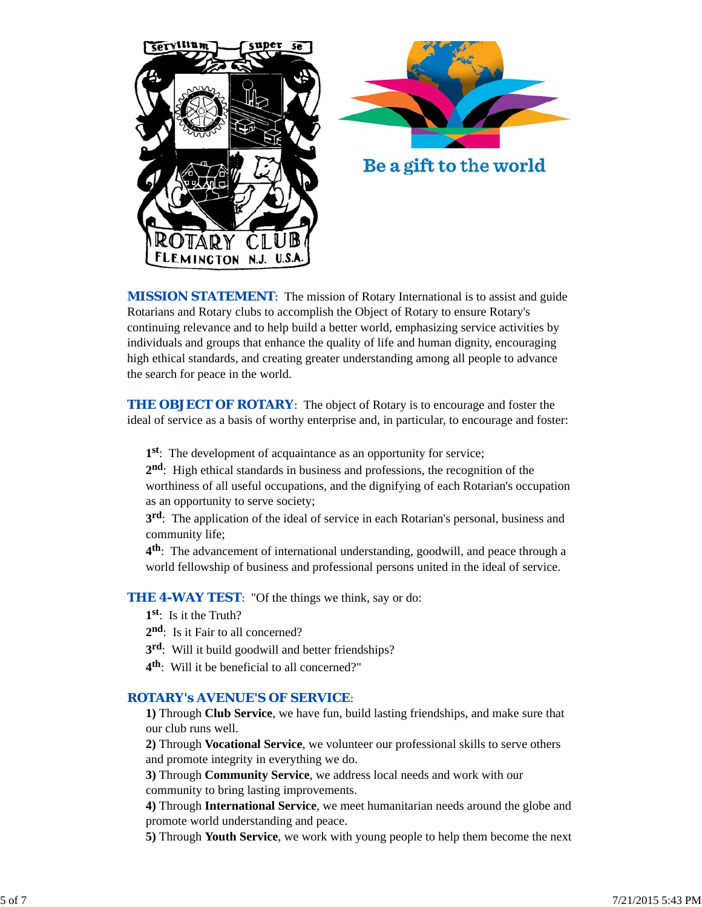**MISSION STATEMENT**: The mission of Rotary International is to assist and guide Rotarians and Rotary clubs to accomplish the Object of Rotary to ensure Rotary's continuing relevance and to help build a better world, emphasizing service activities by individuals and groups that enhance the quality of life and human dignity, encouraging high ethical standards, and creating greater understanding among all people to advance the search for peace in the world.

**THE OBJECT OF ROTARY**: The object of Rotary is to encourage and foster the ideal of service as a basis of worthy enterprise and, in particular, to encourage and foster:

**1st**: The development of acquaintance as an opportunity for service;
**2nd**: High ethical standards in business and professions, the recognition of the worthiness of all useful occupations, and the dignifying of each Rotarian's occupation as an opportunity to serve society;
**3rd**: The application of the ideal of service in each Rotarian's personal, business and community life;
**4th**: The advancement of international understanding, goodwill, and peace through a world fellowship of business and professional persons united in the ideal of service.

**THE 4-WAY TEST**: "Of the things we think, say or do:
**1st**: Is it the Truth?
**2nd**: Is it Fair to all concerned?
**3rd**: Will it build goodwill and better friendships?
**4th**: Will it be beneficial to all concerned?"

**ROTARY's AVENUE'S OF SERVICE**:
**1)** Through **Club Service**, we have fun, build lasting friendships, and make sure that our club runs well.
**2)** Through **Vocational Service**, we volunteer our professional skills to serve others and promote integrity in everything we do.
**3)** Through **Community Service**, we address local needs and work with our community to bring lasting improvements.
**4)** Through **International Service**, we meet humanitarian needs around the globe and promote world understanding and peace.
**5)** Through **Youth Service**, we work with young people to help them become the next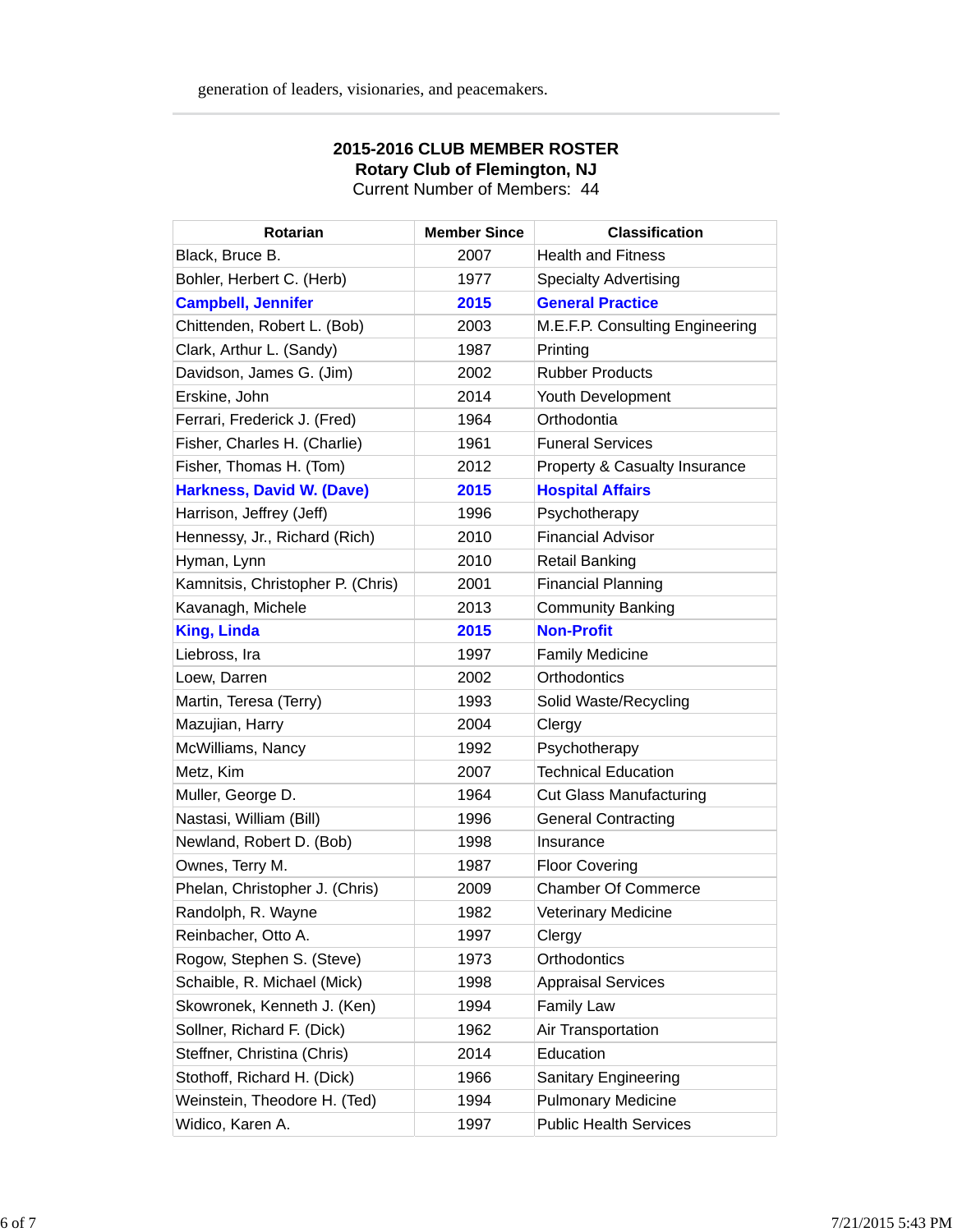generation of leaders, visionaries, and peacemakers.

**2015-2016 CLUB MEMBER ROSTER**
**Rotary Club of Flemington, NJ**
Current Number of Members: 44

| Rotarian | Member Since | Classification |
|---|---|---|
| Black, Bruce B. | 2007 | Health and Fitness |
| Bohler, Herbert C. (Herb) | 1977 | Specialty Advertising |
| **Campbell, Jennifer** | **2015** | **General Practice** |
| Chittenden, Robert L. (Bob) | 2003 | M.E.F.P. Consulting Engineering |
| Clark, Arthur L. (Sandy) | 1987 | Printing |
| Davidson, James G. (Jim) | 2002 | Rubber Products |
| Erskine, John | 2014 | Youth Development |
| Ferrari, Frederick J. (Fred) | 1964 | Orthodontia |
| Fisher, Charles H. (Charlie) | 1961 | Funeral Services |
| Fisher, Thomas H. (Tom) | 2012 | Property & Casualty Insurance |
| **Harkness, David W. (Dave)** | **2015** | **Hospital Affairs** |
| Harrison, Jeffrey (Jeff) | 1996 | Psychotherapy |
| Hennessy, Jr., Richard (Rich) | 2010 | Financial Advisor |
| Hyman, Lynn | 2010 | Retail Banking |
| Kamnitsis, Christopher P. (Chris) | 2001 | Financial Planning |
| Kavanagh, Michele | 2013 | Community Banking |
| **King, Linda** | **2015** | **Non-Profit** |
| Liebross, Ira | 1997 | Family Medicine |
| Loew, Darren | 2002 | Orthodontics |
| Martin, Teresa (Terry) | 1993 | Solid Waste/Recycling |
| Mazujian, Harry | 2004 | Clergy |
| McWilliams, Nancy | 1992 | Psychotherapy |
| Metz, Kim | 2007 | Technical Education |
| Muller, George D. | 1964 | Cut Glass Manufacturing |
| Nastasi, William (Bill) | 1996 | General Contracting |
| Newland, Robert D. (Bob) | 1998 | Insurance |
| Ownes, Terry M. | 1987 | Floor Covering |
| Phelan, Christopher J. (Chris) | 2009 | Chamber Of Commerce |
| Randolph, R. Wayne | 1982 | Veterinary Medicine |
| Reinbacher, Otto A. | 1997 | Clergy |
| Rogow, Stephen S. (Steve) | 1973 | Orthodontics |
| Schaible, R. Michael (Mick) | 1998 | Appraisal Services |
| Skowronek, Kenneth J. (Ken) | 1994 | Family Law |
| Sollner, Richard F. (Dick) | 1962 | Air Transportation |
| Steffner, Christina (Chris) | 2014 | Education |
| Stothoff, Richard H. (Dick) | 1966 | Sanitary Engineering |
| Weinstein, Theodore H. (Ted) | 1994 | Pulmonary Medicine |
| Widico, Karen A. | 1997 | Public Health Services |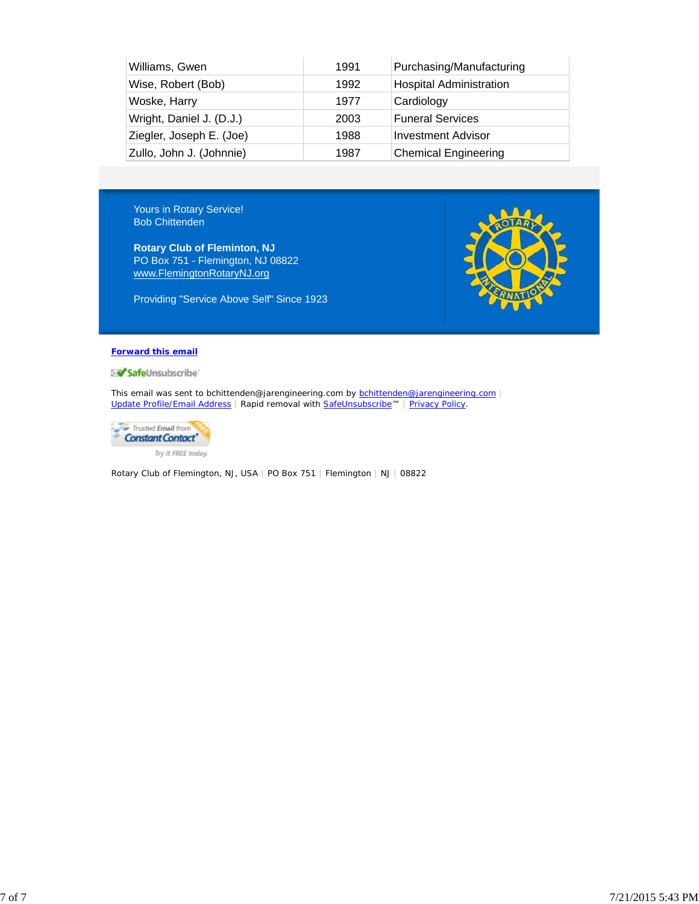| | | |
|---|---|---|
| Williams, Gwen | 1991 | Purchasing/Manufacturing |
| Wise, Robert (Bob) | 1992 | Hospital Administration |
| Woske, Harry | 1977 | Cardiology |
| Wright, Daniel J. (D.J.) | 2003 | Funeral Services |
| Ziegler, Joseph E. (Joe) | 1988 | Investment Advisor |
| Zullo, John J. (Johnnie) | 1987 | Chemical Engineering |

Yours in Rotary Service!
Bob Chittenden

**Rotary Club of Fleminton, NJ**
PO Box 751 - Flemington, NJ 08822
www.FlemingtonRotaryNJ.org

Providing "Service Above Self" Since 1923

**Forward this email**

SafeUnsubscribe

This email was sent to bchittenden@jarengineering.com by bchittenden@jarengineering.com | Update Profile/Email Address | Rapid removal with SafeUnsubscribe™ | Privacy Policy.

Trusted Email from Constant Contact FREE Try it FREE today.

Rotary Club of Flemington, NJ, USA | PO Box 751 | Flemington | NJ | 08822